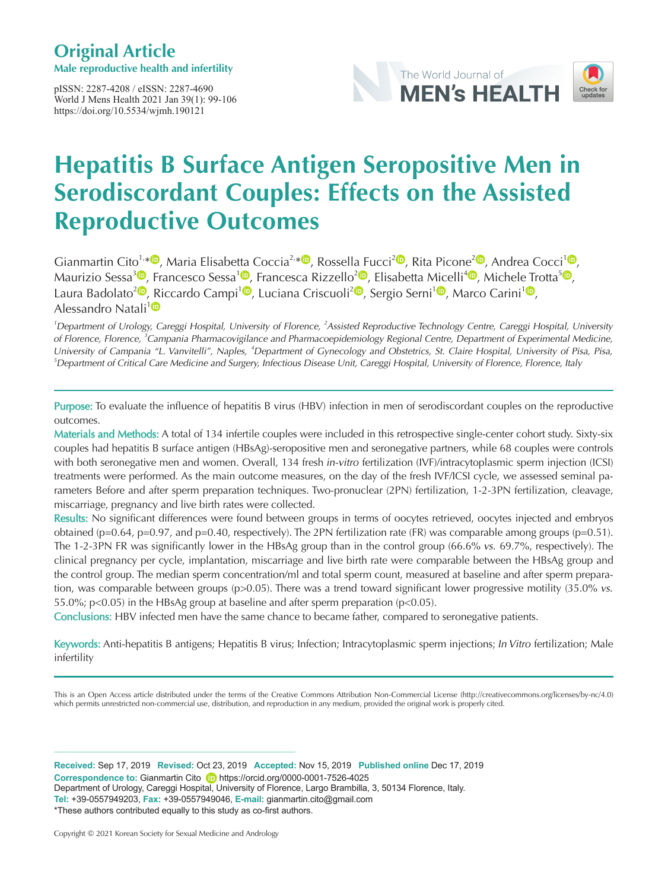# Original Article

**Male reproductive health and infertility**

pISSN: 2287-4208 / eISSN: 2287-4690
World J Mens Health 2021 Jan 39(1): 99-106
https://doi.org/10.5534/wjmh.190121

# Hepatitis B Surface Antigen Seropositive Men in Serodiscordant Couples: Effects on the Assisted Reproductive Outcomes

Gianmartin Cito[1,*], Maria Elisabetta Coccia[2,*], Rossella Fucci[2], Rita Picone[2], Andrea Cocci[1], Maurizio Sessa[3], Francesco Sessa[1], Francesca Rizzello[2], Elisabetta Micelli[4], Michele Trotta[5], Laura Badolato[2], Riccardo Campi[1], Luciana Criscuoli[2], Sergio Serni[1], Marco Carini[1], Alessandro Natali[1]

*[1]Department of Urology, Careggi Hospital, University of Florence, [2]Assisted Reproductive Technology Centre, Careggi Hospital, University of Florence, Florence, [3]Campania Pharmacovigilance and Pharmacoepidemiology Regional Centre, Department of Experimental Medicine, University of Campania "L. Vanvitelli", Naples, [4]Department of Gynecology and Obstetrics, St. Claire Hospital, University of Pisa, Pisa, [5]Department of Critical Care Medicine and Surgery, Infectious Disease Unit, Careggi Hospital, University of Florence, Florence, Italy*

**Purpose:** To evaluate the influence of hepatitis B virus (HBV) infection in men of serodiscordant couples on the reproductive outcomes.

**Materials and Methods:** A total of 134 infertile couples were included in this retrospective single-center cohort study. Sixty-six couples had hepatitis B surface antigen (HBsAg)-seropositive men and seronegative partners, while 68 couples were controls with both seronegative men and women. Overall, 134 fresh *in-vitro* fertilization (IVF)/intracytoplasmic sperm injection (ICSI) treatments were performed. As the main outcome measures, on the day of the fresh IVF/ICSI cycle, we assessed seminal parameters Before and after sperm preparation techniques. Two-pronuclear (2PN) fertilization, 1-2-3PN fertilization, cleavage, miscarriage, pregnancy and live birth rates were collected.

**Results:** No significant differences were found between groups in terms of oocytes retrieved, oocytes injected and embryos obtained (p=0.64, p=0.97, and p=0.40, respectively). The 2PN fertilization rate (FR) was comparable among groups (p=0.51). The 1-2-3PN FR was significantly lower in the HBsAg group than in the control group (66.6% *vs.* 69.7%, respectively). The clinical pregnancy per cycle, implantation, miscarriage and live birth rate were comparable between the HBsAg group and the control group. The median sperm concentration/ml and total sperm count, measured at baseline and after sperm preparation, was comparable between groups (p>0.05). There was a trend toward significant lower progressive motility (35.0% *vs.* 55.0%; p<0.05) in the HBsAg group at baseline and after sperm preparation (p<0.05).

**Conclusions:** HBV infected men have the same chance to became father, compared to seronegative patients.

**Keywords:** Anti-hepatitis B antigens; Hepatitis B virus; Infection; Intracytoplasmic sperm injections; *In Vitro* fertilization; Male infertility

This is an Open Access article distributed under the terms of the Creative Commons Attribution Non-Commercial License (http://creativecommons.org/licenses/by-nc/4.0) which permits unrestricted non-commercial use, distribution, and reproduction in any medium, provided the original work is properly cited.

**Received:** Sep 17, 2019 **Revised:** Oct 23, 2019 **Accepted:** Nov 15, 2019 **Published online** Dec 17, 2019

**Correspondence to:** Gianmartin Cito https://orcid.org/0000-0001-7526-4025
Department of Urology, Careggi Hospital, University of Florence, Largo Brambilla, 3, 50134 Florence, Italy.
**Tel:** +39-0557949203, **Fax:** +39-0557949046, **E-mail:** gianmartin.cito@gmail.com
*These authors contributed equally to this study as co-first authors.

Copyright © 2021 Korean Society for Sexual Medicine and Andrology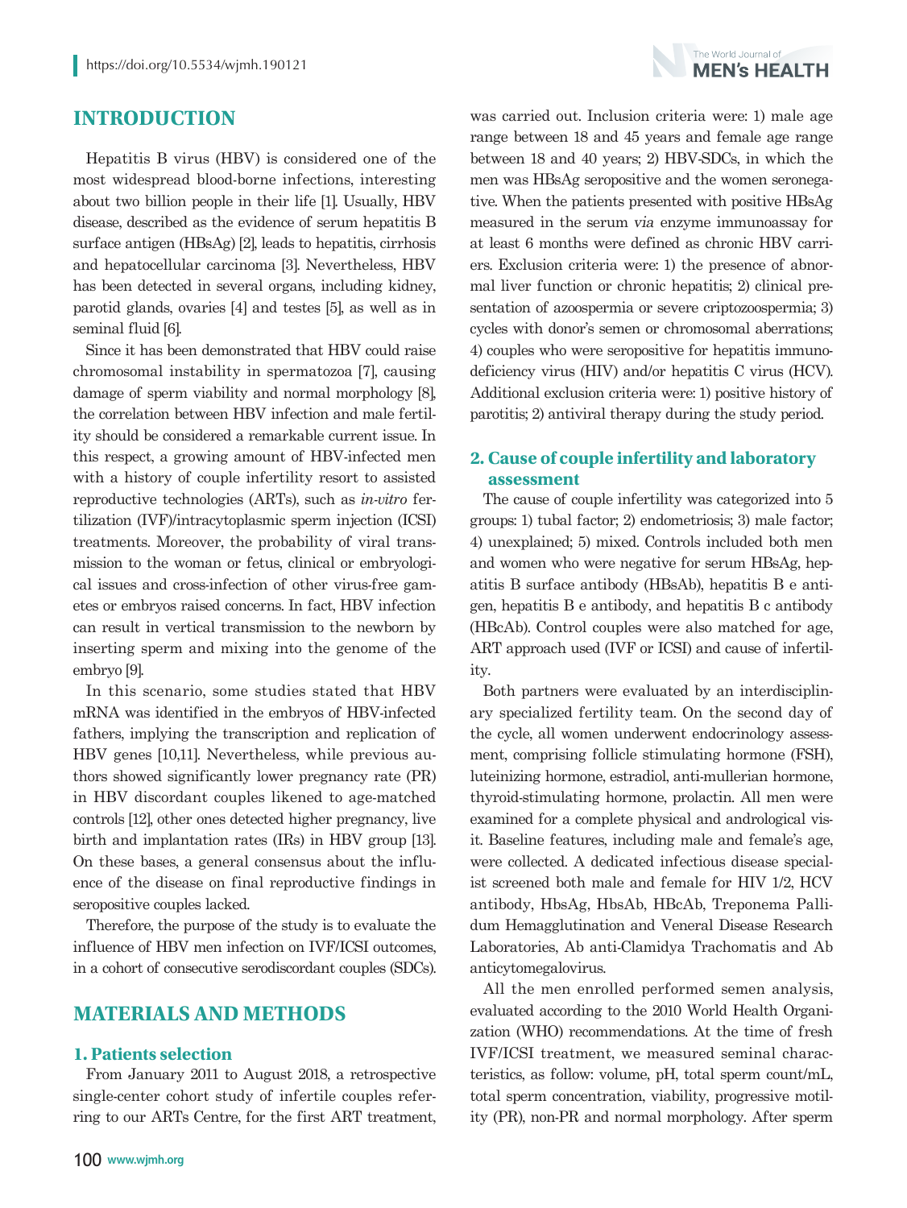## INTRODUCTION

Hepatitis B virus (HBV) is considered one of the most widespread blood-borne infections, interesting about two billion people in their life [1]. Usually, HBV disease, described as the evidence of serum hepatitis B surface antigen (HBsAg) [2], leads to hepatitis, cirrhosis and hepatocellular carcinoma [3]. Nevertheless, HBV has been detected in several organs, including kidney, parotid glands, ovaries [4] and testes [5], as well as in seminal fluid [6].

Since it has been demonstrated that HBV could raise chromosomal instability in spermatozoa [7], causing damage of sperm viability and normal morphology [8], the correlation between HBV infection and male fertility should be considered a remarkable current issue. In this respect, a growing amount of HBV-infected men with a history of couple infertility resort to assisted reproductive technologies (ARTs), such as *in-vitro* fertilization (IVF)/intracytoplasmic sperm injection (ICSI) treatments. Moreover, the probability of viral transmission to the woman or fetus, clinical or embryological issues and cross-infection of other virus-free gametes or embryos raised concerns. In fact, HBV infection can result in vertical transmission to the newborn by inserting sperm and mixing into the genome of the embryo [9].

In this scenario, some studies stated that HBV mRNA was identified in the embryos of HBV-infected fathers, implying the transcription and replication of HBV genes [10,11]. Nevertheless, while previous authors showed significantly lower pregnancy rate (PR) in HBV discordant couples likened to age-matched controls [12], other ones detected higher pregnancy, live birth and implantation rates (IRs) in HBV group [13]. On these bases, a general consensus about the influence of the disease on final reproductive findings in seropositive couples lacked.

Therefore, the purpose of the study is to evaluate the influence of HBV men infection on IVF/ICSI outcomes, in a cohort of consecutive serodiscordant couples (SDCs).

## MATERIALS AND METHODS

### 1. Patients selection

From January 2011 to August 2018, a retrospective single-center cohort study of infertile couples referring to our ARTs Centre, for the first ART treatment, was carried out. Inclusion criteria were: 1) male age range between 18 and 45 years and female age range between 18 and 40 years; 2) HBV-SDCs, in which the men was HBsAg seropositive and the women seronegative. When the patients presented with positive HBsAg measured in the serum *via* enzyme immunoassay for at least 6 months were defined as chronic HBV carriers. Exclusion criteria were: 1) the presence of abnormal liver function or chronic hepatitis; 2) clinical presentation of azoospermia or severe criptozoospermia; 3) cycles with donor's semen or chromosomal aberrations; 4) couples who were seropositive for hepatitis immunodeficiency virus (HIV) and/or hepatitis C virus (HCV). Additional exclusion criteria were: 1) positive history of parotitis; 2) antiviral therapy during the study period.

### 2. Cause of couple infertility and laboratory assessment

The cause of couple infertility was categorized into 5 groups: 1) tubal factor; 2) endometriosis; 3) male factor; 4) unexplained; 5) mixed. Controls included both men and women who were negative for serum HBsAg, hepatitis B surface antibody (HBsAb), hepatitis B e antigen, hepatitis B e antibody, and hepatitis B c antibody (HBcAb). Control couples were also matched for age, ART approach used (IVF or ICSI) and cause of infertility.

Both partners were evaluated by an interdisciplinary specialized fertility team. On the second day of the cycle, all women underwent endocrinology assessment, comprising follicle stimulating hormone (FSH), luteinizing hormone, estradiol, anti-mullerian hormone, thyroid-stimulating hormone, prolactin. All men were examined for a complete physical and andrological visit. Baseline features, including male and female's age, were collected. A dedicated infectious disease specialist screened both male and female for HIV 1/2, HCV antibody, HbsAg, HbsAb, HBcAb, Treponema Pallidum Hemagglutination and Veneral Disease Research Laboratories, Ab anti-Clamidya Trachomatis and Ab anticytomegalovirus.

All the men enrolled performed semen analysis, evaluated according to the 2010 World Health Organization (WHO) recommendations. At the time of fresh IVF/ICSI treatment, we measured seminal characteristics, as follow: volume, pH, total sperm count/mL, total sperm concentration, viability, progressive motility (PR), non-PR and normal morphology. After sperm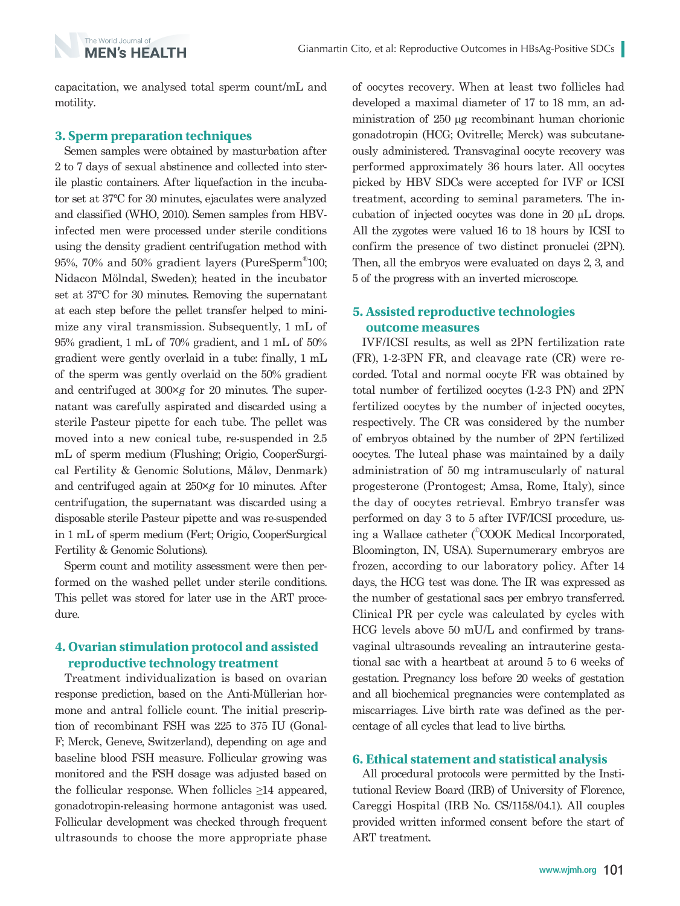capacitation, we analysed total sperm count/mL and motility.

## 3. Sperm preparation techniques

Semen samples were obtained by masturbation after 2 to 7 days of sexual abstinence and collected into sterile plastic containers. After liquefaction in the incubator set at 37°C for 30 minutes, ejaculates were analyzed and classified (WHO, 2010). Semen samples from HBV-infected men were processed under sterile conditions using the density gradient centrifugation method with 95%, 70% and 50% gradient layers (PureSperm®100; Nidacon Mölndal, Sweden); heated in the incubator set at 37°C for 30 minutes. Removing the supernatant at each step before the pellet transfer helped to minimize any viral transmission. Subsequently, 1 mL of 95% gradient, 1 mL of 70% gradient, and 1 mL of 50% gradient were gently overlaid in a tube: finally, 1 mL of the sperm was gently overlaid on the 50% gradient and centrifuged at 300×*g* for 20 minutes. The supernatant was carefully aspirated and discarded using a sterile Pasteur pipette for each tube. The pellet was moved into a new conical tube, re-suspended in 2.5 mL of sperm medium (Flushing; Origio, CooperSurgical Fertility & Genomic Solutions, Måløv, Denmark) and centrifuged again at 250×*g* for 10 minutes. After centrifugation, the supernatant was discarded using a disposable sterile Pasteur pipette and was re-suspended in 1 mL of sperm medium (Fert; Origio, CooperSurgical Fertility & Genomic Solutions).

Sperm count and motility assessment were then performed on the washed pellet under sterile conditions. This pellet was stored for later use in the ART procedure.

## 4. Ovarian stimulation protocol and assisted reproductive technology treatment

Treatment individualization is based on ovarian response prediction, based on the Anti-Müllerian hormone and antral follicle count. The initial prescription of recombinant FSH was 225 to 375 IU (Gonal-F; Merck, Geneve, Switzerland), depending on age and baseline blood FSH measure. Follicular growing was monitored and the FSH dosage was adjusted based on the follicular response. When follicles ≥14 appeared, gonadotropin-releasing hormone antagonist was used. Follicular development was checked through frequent ultrasounds to choose the more appropriate phase of oocytes recovery. When at least two follicles had developed a maximal diameter of 17 to 18 mm, an administration of 250 μg recombinant human chorionic gonadotropin (HCG; Ovitrelle; Merck) was subcutaneously administered. Transvaginal oocyte recovery was performed approximately 36 hours later. All oocytes picked by HBV SDCs were accepted for IVF or ICSI treatment, according to seminal parameters. The incubation of injected oocytes was done in 20 μL drops. All the zygotes were valued 16 to 18 hours by ICSI to confirm the presence of two distinct pronuclei (2PN). Then, all the embryos were evaluated on days 2, 3, and 5 of the progress with an inverted microscope.

## 5. Assisted reproductive technologies outcome measures

IVF/ICSI results, as well as 2PN fertilization rate (FR), 1-2-3PN FR, and cleavage rate (CR) were recorded. Total and normal oocyte FR was obtained by total number of fertilized oocytes (1-2-3 PN) and 2PN fertilized oocytes by the number of injected oocytes, respectively. The CR was considered by the number of embryos obtained by the number of 2PN fertilized oocytes. The luteal phase was maintained by a daily administration of 50 mg intramuscularly of natural progesterone (Prontogest; Amsa, Rome, Italy), since the day of oocytes retrieval. Embryo transfer was performed on day 3 to 5 after IVF/ICSI procedure, using a Wallace catheter (©COOK Medical Incorporated, Bloomington, IN, USA). Supernumerary embryos are frozen, according to our laboratory policy. After 14 days, the HCG test was done. The IR was expressed as the number of gestational sacs per embryo transferred. Clinical PR per cycle was calculated by cycles with HCG levels above 50 mU/L and confirmed by transvaginal ultrasounds revealing an intrauterine gestational sac with a heartbeat at around 5 to 6 weeks of gestation. Pregnancy loss before 20 weeks of gestation and all biochemical pregnancies were contemplated as miscarriages. Live birth rate was defined as the percentage of all cycles that lead to live births.

## 6. Ethical statement and statistical analysis

All procedural protocols were permitted by the Institutional Review Board (IRB) of University of Florence, Careggi Hospital (IRB No. CS/1158/04.1). All couples provided written informed consent before the start of ART treatment.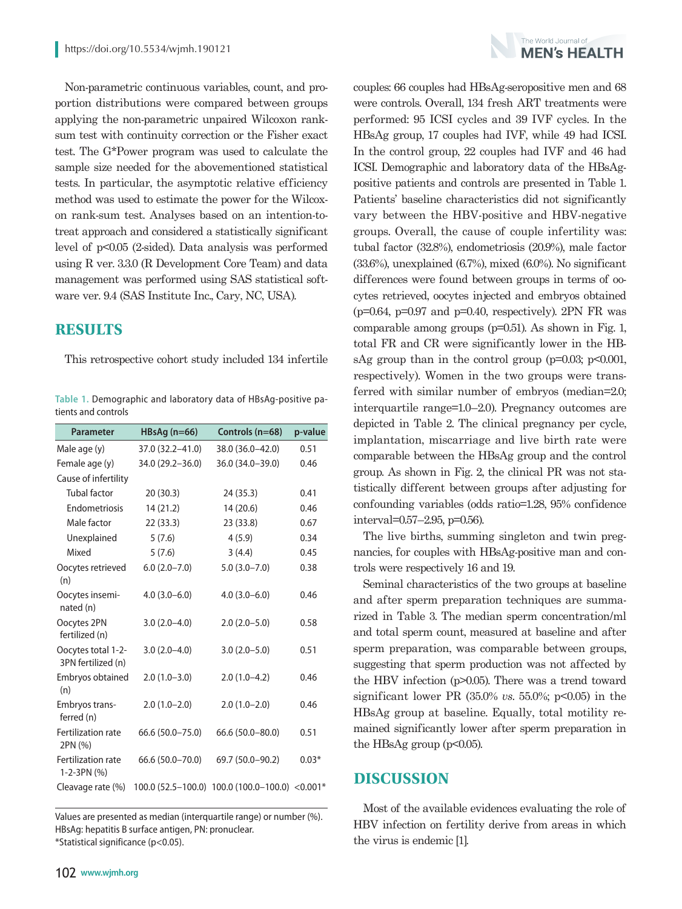Non-parametric continuous variables, count, and proportion distributions were compared between groups applying the non-parametric unpaired Wilcoxon rank-sum test with continuity correction or the Fisher exact test. The G*Power program was used to calculate the sample size needed for the abovementioned statistical tests. In particular, the asymptotic relative efficiency method was used to estimate the power for the Wilcoxon rank-sum test. Analyses based on an intention-to-treat approach and considered a statistically significant level of $p<0.05$ (2-sided). Data analysis was performed using R ver. 3.3.0 (R Development Core Team) and data management was performed using SAS statistical software ver. 9.4 (SAS Institute Inc., Cary, NC, USA).

## RESULTS

This retrospective cohort study included 134 infertile couples: 66 couples had HBsAg-seropositive men and 68 were controls. Overall, 134 fresh ART treatments were performed: 95 ICSI cycles and 39 IVF cycles. In the HBsAg group, 17 couples had IVF, while 49 had ICSI. In the control group, 22 couples had IVF and 46 had ICSI. Demographic and laboratory data of the HBsAg-positive patients and controls are presented in Table 1. Patients' baseline characteristics did not significantly vary between the HBV-positive and HBV-negative groups. Overall, the cause of couple infertility was: tubal factor (32.8%), endometriosis (20.9%), male factor (33.6%), unexplained (6.7%), mixed (6.0%). No significant differences were found between groups in terms of oocytes retrieved, oocytes injected and embryos obtained ($p=0.64$, $p=0.97$ and $p=0.40$, respectively). 2PN FR was comparable among groups ($p=0.51$). As shown in Fig. 1, total FR and CR were significantly lower in the HBsAg group than in the control group ($p=0.03$; $p<0.001$, respectively). Women in the two groups were transferred with similar number of embryos (median=2.0; interquartile range=1.0–2.0). Pregnancy outcomes are depicted in Table 2. The clinical pregnancy per cycle, implantation, miscarriage and live birth rate were comparable between the HBsAg group and the control group. As shown in Fig. 2, the clinical PR was not statistically different between groups after adjusting for confounding variables (odds ratio=1.28, 95% confidence interval=0.57–2.95, $p=0.56$).

The live births, summing singleton and twin pregnancies, for couples with HBsAg-positive man and controls were respectively 16 and 19.

Seminal characteristics of the two groups at baseline and after sperm preparation techniques are summarized in Table 3. The median sperm concentration/ml and total sperm count, measured at baseline and after sperm preparation, was comparable between groups, suggesting that sperm production was not affected by the HBV infection ($p>0.05$). There was a trend toward significant lower PR (35.0% *vs.* 55.0%; $p<0.05$) in the HBsAg group at baseline. Equally, total motility remained significantly lower after sperm preparation in the HBsAg group ($p<0.05$).

Table 1. Demographic and laboratory data of HBsAg-positive patients and controls

| Parameter | HBsAg (n=66) | Controls (n=68) | p-value |
|---|---|---|---|
| Male age (y) | 37.0 (32.2–41.0) | 38.0 (36.0–42.0) | 0.51 |
| Female age (y) | 34.0 (29.2–36.0) | 36.0 (34.0–39.0) | 0.46 |
| Cause of infertility | | | |
| Tubal factor | 20 (30.3) | 24 (35.3) | 0.41 |
| Endometriosis | 14 (21.2) | 14 (20.6) | 0.46 |
| Male factor | 22 (33.3) | 23 (33.8) | 0.67 |
| Unexplained | 5 (7.6) | 4 (5.9) | 0.34 |
| Mixed | 5 (7.6) | 3 (4.4) | 0.45 |
| Oocytes retrieved (n) | 6.0 (2.0–7.0) | 5.0 (3.0–7.0) | 0.38 |
| Oocytes inseminated (n) | 4.0 (3.0–6.0) | 4.0 (3.0–6.0) | 0.46 |
| Oocytes 2PN fertilized (n) | 3.0 (2.0–4.0) | 2.0 (2.0–5.0) | 0.58 |
| Oocytes total 1-2-3PN fertilized (n) | 3.0 (2.0–4.0) | 3.0 (2.0–5.0) | 0.51 |
| Embryos obtained (n) | 2.0 (1.0–3.0) | 2.0 (1.0–4.2) | 0.46 |
| Embryos transferred (n) | 2.0 (1.0–2.0) | 2.0 (1.0–2.0) | 0.46 |
| Fertilization rate 2PN (%) | 66.6 (50.0–75.0) | 66.6 (50.0–80.0) | 0.51 |
| Fertilization rate 1-2-3PN (%) | 66.6 (50.0–70.0) | 69.7 (50.0–90.2) | 0.03* |
| Cleavage rate (%) | 100.0 (52.5–100.0) | 100.0 (100.0–100.0) | <0.001* |

Values are presented as median (interquartile range) or number (%).
HBsAg: hepatitis B surface antigen, PN: pronuclear.
*Statistical significance ($p<0.05$).

## DISCUSSION

Most of the available evidences evaluating the role of HBV infection on fertility derive from areas in which the virus is endemic [1].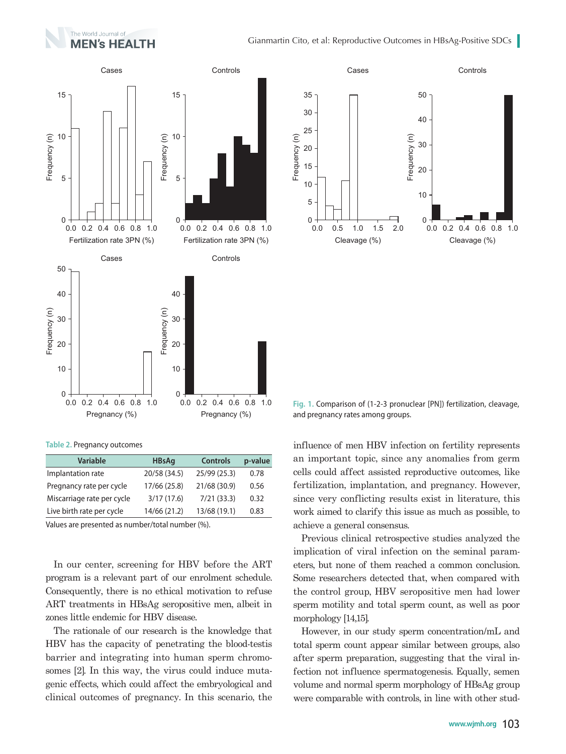Fig. 1. Comparison of (1-2-3 pronuclear [PN]) fertilization, cleavage, and pregnancy rates among groups.

Table 2. Pregnancy outcomes

| Variable | HBsAg | Controls | p-value |
|---|---|---|---|
| Implantation rate | 20/58 (34.5) | 25/99 (25.3) | 0.78 |
| Pregnancy rate per cycle | 17/66 (25.8) | 21/68 (30.9) | 0.56 |
| Miscarriage rate per cycle | 3/17 (17.6) | 7/21 (33.3) | 0.32 |
| Live birth rate per cycle | 14/66 (21.2) | 13/68 (19.1) | 0.83 |

Values are presented as number/total number (%).

In our center, screening for HBV before the ART program is a relevant part of our enrolment schedule. Consequently, there is no ethical motivation to refuse ART treatments in HBsAg seropositive men, albeit in zones little endemic for HBV disease.

The rationale of our research is the knowledge that HBV has the capacity of penetrating the blood-testis barrier and integrating into human sperm chromosomes [2]. In this way, the virus could induce mutagenic effects, which could affect the embryological and clinical outcomes of pregnancy. In this scenario, the influence of men HBV infection on fertility represents an important topic, since any anomalies from germ cells could affect assisted reproductive outcomes, like fertilization, implantation, and pregnancy. However, since very conflicting results exist in literature, this work aimed to clarify this issue as much as possible, to achieve a general consensus.

Previous clinical retrospective studies analyzed the implication of viral infection on the seminal parameters, but none of them reached a common conclusion. Some researchers detected that, when compared with the control group, HBV seropositive men had lower sperm motility and total sperm count, as well as poor morphology [14,15].

However, in our study sperm concentration/mL and total sperm count appear similar between groups, also after sperm preparation, suggesting that the viral infection not influence spermatogenesis. Equally, semen volume and normal sperm morphology of HBsAg group were comparable with controls, in line with other stud-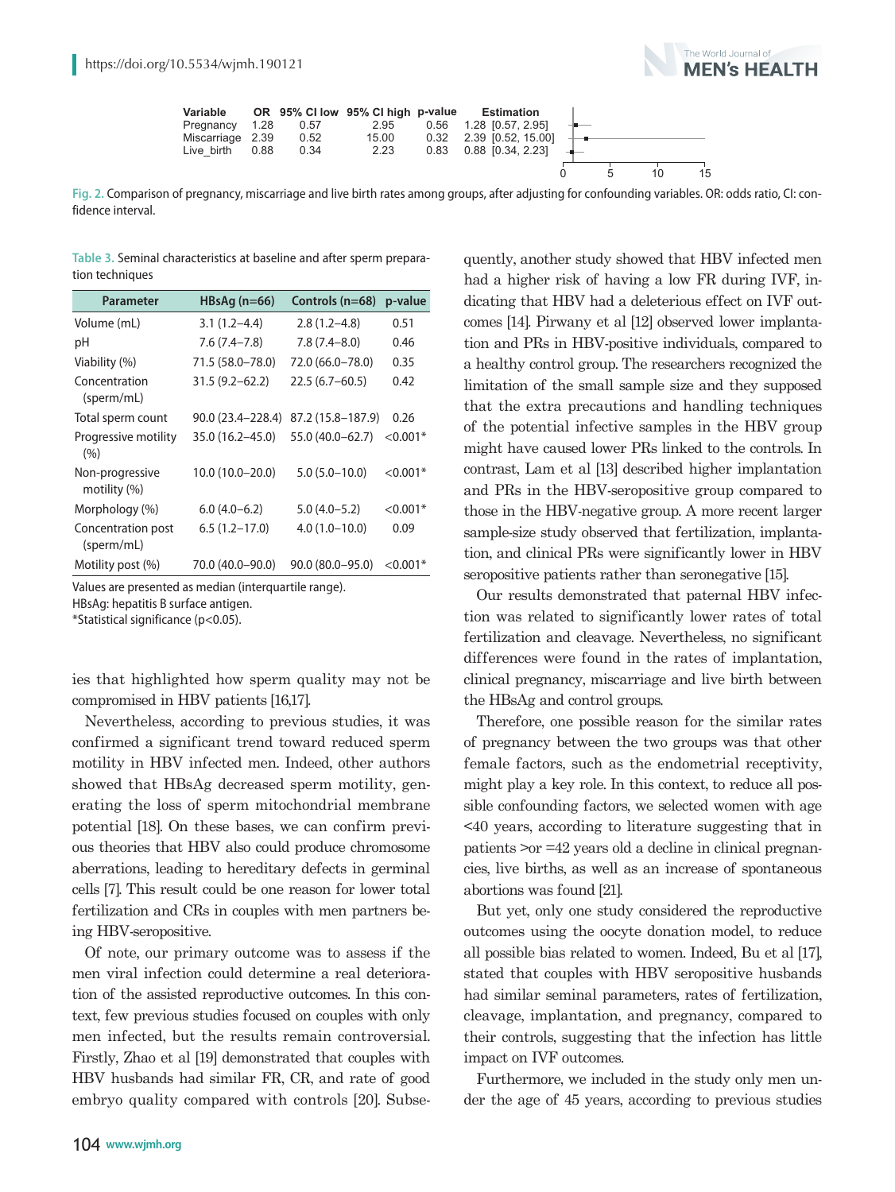| Variable | OR | 95% CI low | 95% CI high | p-value | Estimation |
|---|---|---|---|---|---|
| Pregnancy | 1.28 | 0.57 | 2.95 | 0.56 | 1.28 [0.57, 2.95] |
| Miscarriage | 2.39 | 0.52 | 15.00 | 0.32 | 2.39 [0.52, 15.00] |
| Live_birth | 0.88 | 0.34 | 2.23 | 0.83 | 0.88 [0.34, 2.23] |

**Fig. 2.** Comparison of pregnancy, miscarriage and live birth rates among groups, after adjusting for confounding variables. OR: odds ratio, CI: confidence interval.

**Table 3.** Seminal characteristics at baseline and after sperm preparation techniques

| Parameter | HBsAg (n=66) | Controls (n=68) | p-value |
|---|---|---|---|
| Volume (mL) | 3.1 (1.2–4.4) | 2.8 (1.2–4.8) | 0.51 |
| pH | 7.6 (7.4–7.8) | 7.8 (7.4–8.0) | 0.46 |
| Viability (%) | 71.5 (58.0–78.0) | 72.0 (66.0–78.0) | 0.35 |
| Concentration (sperm/mL) | 31.5 (9.2–62.2) | 22.5 (6.7–60.5) | 0.42 |
| Total sperm count | 90.0 (23.4–228.4) | 87.2 (15.8–187.9) | 0.26 |
| Progressive motility (%) | 35.0 (16.2–45.0) | 55.0 (40.0–62.7) | <0.001* |
| Non-progressive motility (%) | 10.0 (10.0–20.0) | 5.0 (5.0–10.0) | <0.001* |
| Morphology (%) | 6.0 (4.0–6.2) | 5.0 (4.0–5.2) | <0.001* |
| Concentration post (sperm/mL) | 6.5 (1.2–17.0) | 4.0 (1.0–10.0) | 0.09 |
| Motility post (%) | 70.0 (40.0–90.0) | 90.0 (80.0–95.0) | <0.001* |

Values are presented as median (interquartile range).
HBsAg: hepatitis B surface antigen.
*Statistical significance (p<0.05).

ies that highlighted how sperm quality may not be compromised in HBV patients [16,17].

Nevertheless, according to previous studies, it was confirmed a significant trend toward reduced sperm motility in HBV infected men. Indeed, other authors showed that HBsAg decreased sperm motility, generating the loss of sperm mitochondrial membrane potential [18]. On these bases, we can confirm previous theories that HBV also could produce chromosome aberrations, leading to hereditary defects in germinal cells [7]. This result could be one reason for lower total fertilization and CRs in couples with men partners being HBV-seropositive.

Of note, our primary outcome was to assess if the men viral infection could determine a real deterioration of the assisted reproductive outcomes. In this context, few previous studies focused on couples with only men infected, but the results remain controversial. Firstly, Zhao et al [19] demonstrated that couples with HBV husbands had similar FR, CR, and rate of good embryo quality compared with controls [20]. Subsequently, another study showed that HBV infected men had a higher risk of having a low FR during IVF, indicating that HBV had a deleterious effect on IVF outcomes [14]. Pirwany et al [12] observed lower implantation and PRs in HBV-positive individuals, compared to a healthy control group. The researchers recognized the limitation of the small sample size and they supposed that the extra precautions and handling techniques of the potential infective samples in the HBV group might have caused lower PRs linked to the controls. In contrast, Lam et al [13] described higher implantation and PRs in the HBV-seropositive group compared to those in the HBV-negative group. A more recent larger sample-size study observed that fertilization, implantation, and clinical PRs were significantly lower in HBV seropositive patients rather than seronegative [15].

Our results demonstrated that paternal HBV infection was related to significantly lower rates of total fertilization and cleavage. Nevertheless, no significant differences were found in the rates of implantation, clinical pregnancy, miscarriage and live birth between the HBsAg and control groups.

Therefore, one possible reason for the similar rates of pregnancy between the two groups was that other female factors, such as the endometrial receptivity, might play a key role. In this context, to reduce all possible confounding factors, we selected women with age <40 years, according to literature suggesting that in patients >or =42 years old a decline in clinical pregnancies, live births, as well as an increase of spontaneous abortions was found [21].

But yet, only one study considered the reproductive outcomes using the oocyte donation model, to reduce all possible bias related to women. Indeed, Bu et al [17], stated that couples with HBV seropositive husbands had similar seminal parameters, rates of fertilization, cleavage, implantation, and pregnancy, compared to their controls, suggesting that the infection has little impact on IVF outcomes.

Furthermore, we included in the study only men under the age of 45 years, according to previous studies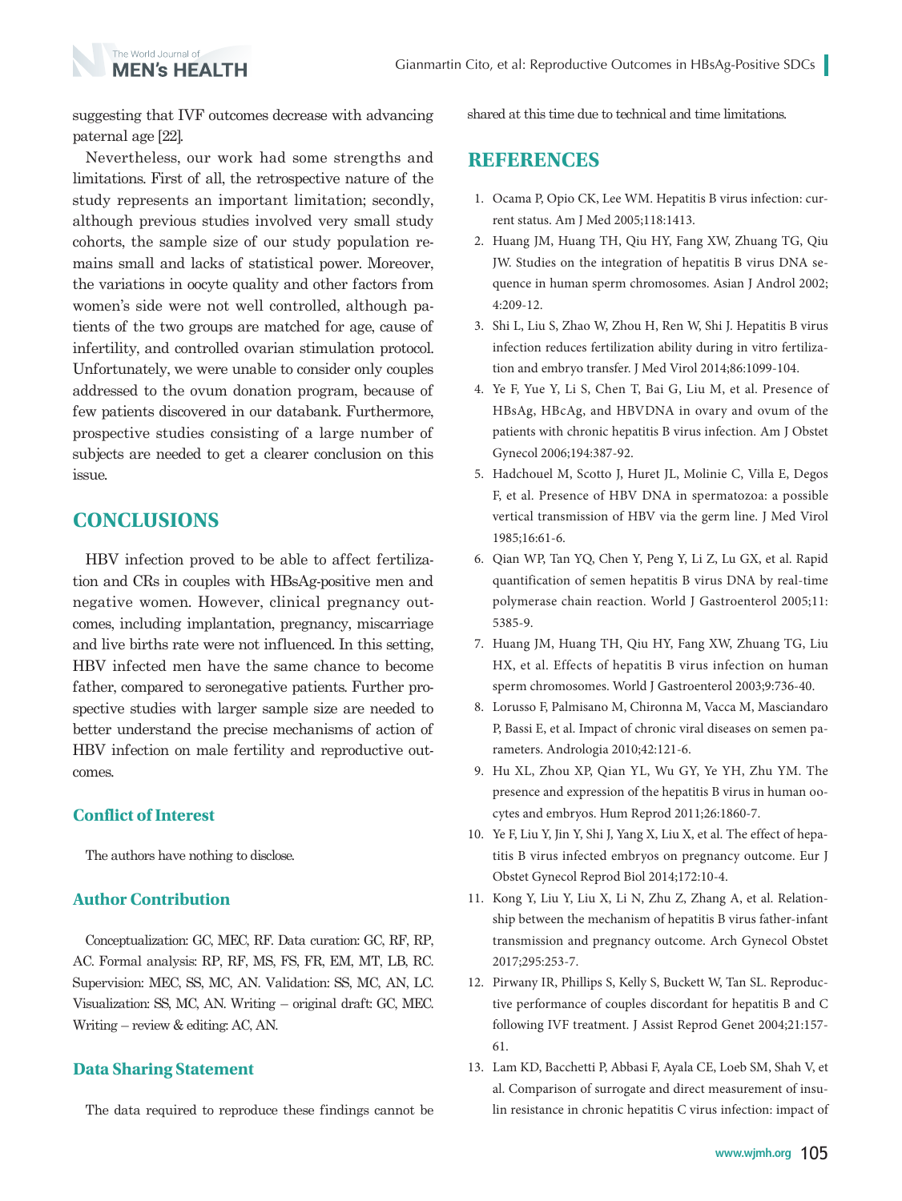suggesting that IVF outcomes decrease with advancing paternal age [22].

Nevertheless, our work had some strengths and limitations. First of all, the retrospective nature of the study represents an important limitation; secondly, although previous studies involved very small study cohorts, the sample size of our study population remains small and lacks of statistical power. Moreover, the variations in oocyte quality and other factors from women's side were not well controlled, although patients of the two groups are matched for age, cause of infertility, and controlled ovarian stimulation protocol. Unfortunately, we were unable to consider only couples addressed to the ovum donation program, because of few patients discovered in our databank. Furthermore, prospective studies consisting of a large number of subjects are needed to get a clearer conclusion on this issue.

## CONCLUSIONS

HBV infection proved to be able to affect fertilization and CRs in couples with HBsAg-positive men and negative women. However, clinical pregnancy outcomes, including implantation, pregnancy, miscarriage and live births rate were not influenced. In this setting, HBV infected men have the same chance to become father, compared to seronegative patients. Further prospective studies with larger sample size are needed to better understand the precise mechanisms of action of HBV infection on male fertility and reproductive outcomes.

### Conflict of Interest

The authors have nothing to disclose.

### Author Contribution

Conceptualization: GC, MEC, RF. Data curation: GC, RF, RP, AC. Formal analysis: RP, RF, MS, FS, FR, EM, MT, LB, RC. Supervision: MEC, SS, MC, AN. Validation: SS, MC, AN, LC. Visualization: SS, MC, AN. Writing – original draft: GC, MEC. Writing – review & editing: AC, AN.

### Data Sharing Statement

The data required to reproduce these findings cannot be shared at this time due to technical and time limitations.

## REFERENCES

1. Ocama P, Opio CK, Lee WM. Hepatitis B virus infection: current status. Am J Med 2005;118:1413.
2. Huang JM, Huang TH, Qiu HY, Fang XW, Zhuang TG, Qiu JW. Studies on the integration of hepatitis B virus DNA sequence in human sperm chromosomes. Asian J Androl 2002; 4:209-12.
3. Shi L, Liu S, Zhao W, Zhou H, Ren W, Shi J. Hepatitis B virus infection reduces fertilization ability during in vitro fertilization and embryo transfer. J Med Virol 2014;86:1099-104.
4. Ye F, Yue Y, Li S, Chen T, Bai G, Liu M, et al. Presence of HBsAg, HBcAg, and HBVDNA in ovary and ovum of the patients with chronic hepatitis B virus infection. Am J Obstet Gynecol 2006;194:387-92.
5. Hadchouel M, Scotto J, Huret JL, Molinie C, Villa E, Degos F, et al. Presence of HBV DNA in spermatozoa: a possible vertical transmission of HBV via the germ line. J Med Virol 1985;16:61-6.
6. Qian WP, Tan YQ, Chen Y, Peng Y, Li Z, Lu GX, et al. Rapid quantification of semen hepatitis B virus DNA by real-time polymerase chain reaction. World J Gastroenterol 2005;11: 5385-9.
7. Huang JM, Huang TH, Qiu HY, Fang XW, Zhuang TG, Liu HX, et al. Effects of hepatitis B virus infection on human sperm chromosomes. World J Gastroenterol 2003;9:736-40.
8. Lorusso F, Palmisano M, Chironna M, Vacca M, Masciandaro P, Bassi E, et al. Impact of chronic viral diseases on semen parameters. Andrologia 2010;42:121-6.
9. Hu XL, Zhou XP, Qian YL, Wu GY, Ye YH, Zhu YM. The presence and expression of the hepatitis B virus in human oocytes and embryos. Hum Reprod 2011;26:1860-7.
10. Ye F, Liu Y, Jin Y, Shi J, Yang X, Liu X, et al. The effect of hepatitis B virus infected embryos on pregnancy outcome. Eur J Obstet Gynecol Reprod Biol 2014;172:10-4.
11. Kong Y, Liu Y, Liu X, Li N, Zhu Z, Zhang A, et al. Relationship between the mechanism of hepatitis B virus father-infant transmission and pregnancy outcome. Arch Gynecol Obstet 2017;295:253-7.
12. Pirwany IR, Phillips S, Kelly S, Buckett W, Tan SL. Reproductive performance of couples discordant for hepatitis B and C following IVF treatment. J Assist Reprod Genet 2004;21:157-61.
13. Lam KD, Bacchetti P, Abbasi F, Ayala CE, Loeb SM, Shah V, et al. Comparison of surrogate and direct measurement of insulin resistance in chronic hepatitis C virus infection: impact of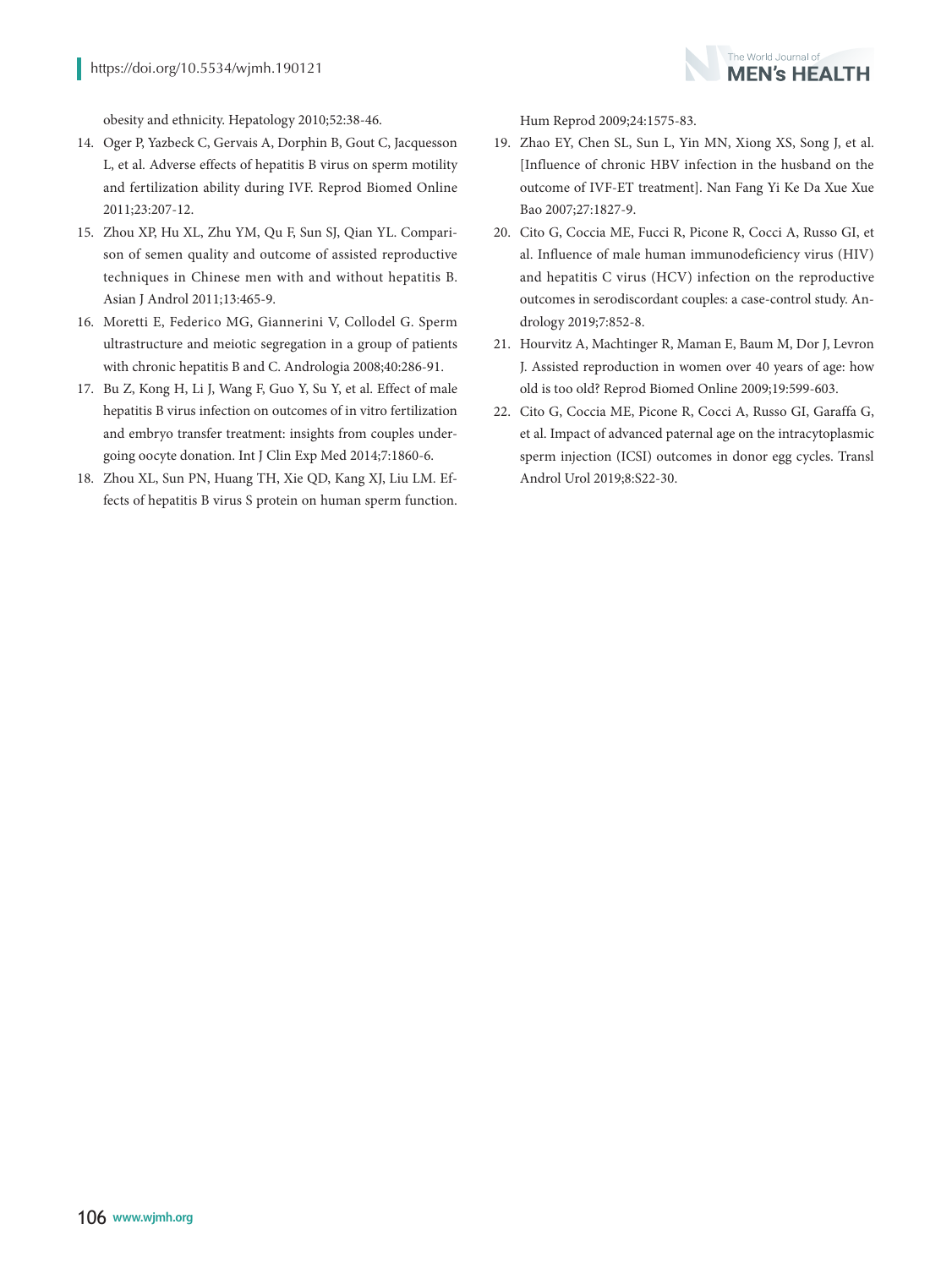obesity and ethnicity. Hepatology 2010;52:38-46.

14. Oger P, Yazbeck C, Gervais A, Dorphin B, Gout C, Jacquesson L, et al. Adverse effects of hepatitis B virus on sperm motility and fertilization ability during IVF. Reprod Biomed Online 2011;23:207-12.
15. Zhou XP, Hu XL, Zhu YM, Qu F, Sun SJ, Qian YL. Comparison of semen quality and outcome of assisted reproductive techniques in Chinese men with and without hepatitis B. Asian J Androl 2011;13:465-9.
16. Moretti E, Federico MG, Giannerini V, Collodel G. Sperm ultrastructure and meiotic segregation in a group of patients with chronic hepatitis B and C. Andrologia 2008;40:286-91.
17. Bu Z, Kong H, Li J, Wang F, Guo Y, Su Y, et al. Effect of male hepatitis B virus infection on outcomes of in vitro fertilization and embryo transfer treatment: insights from couples undergoing oocyte donation. Int J Clin Exp Med 2014;7:1860-6.
18. Zhou XL, Sun PN, Huang TH, Xie QD, Kang XJ, Liu LM. Effects of hepatitis B virus S protein on human sperm function. Hum Reprod 2009;24:1575-83.
19. Zhao EY, Chen SL, Sun L, Yin MN, Xiong XS, Song J, et al. [Influence of chronic HBV infection in the husband on the outcome of IVF-ET treatment]. Nan Fang Yi Ke Da Xue Xue Bao 2007;27:1827-9.
20. Cito G, Coccia ME, Fucci R, Picone R, Cocci A, Russo GI, et al. Influence of male human immunodeficiency virus (HIV) and hepatitis C virus (HCV) infection on the reproductive outcomes in serodiscordant couples: a case-control study. Andrology 2019;7:852-8.
21. Hourvitz A, Machtinger R, Maman E, Baum M, Dor J, Levron J. Assisted reproduction in women over 40 years of age: how old is too old? Reprod Biomed Online 2009;19:599-603.
22. Cito G, Coccia ME, Picone R, Cocci A, Russo GI, Garaffa G, et al. Impact of advanced paternal age on the intracytoplasmic sperm injection (ICSI) outcomes in donor egg cycles. Transl Androl Urol 2019;8:S22-30.